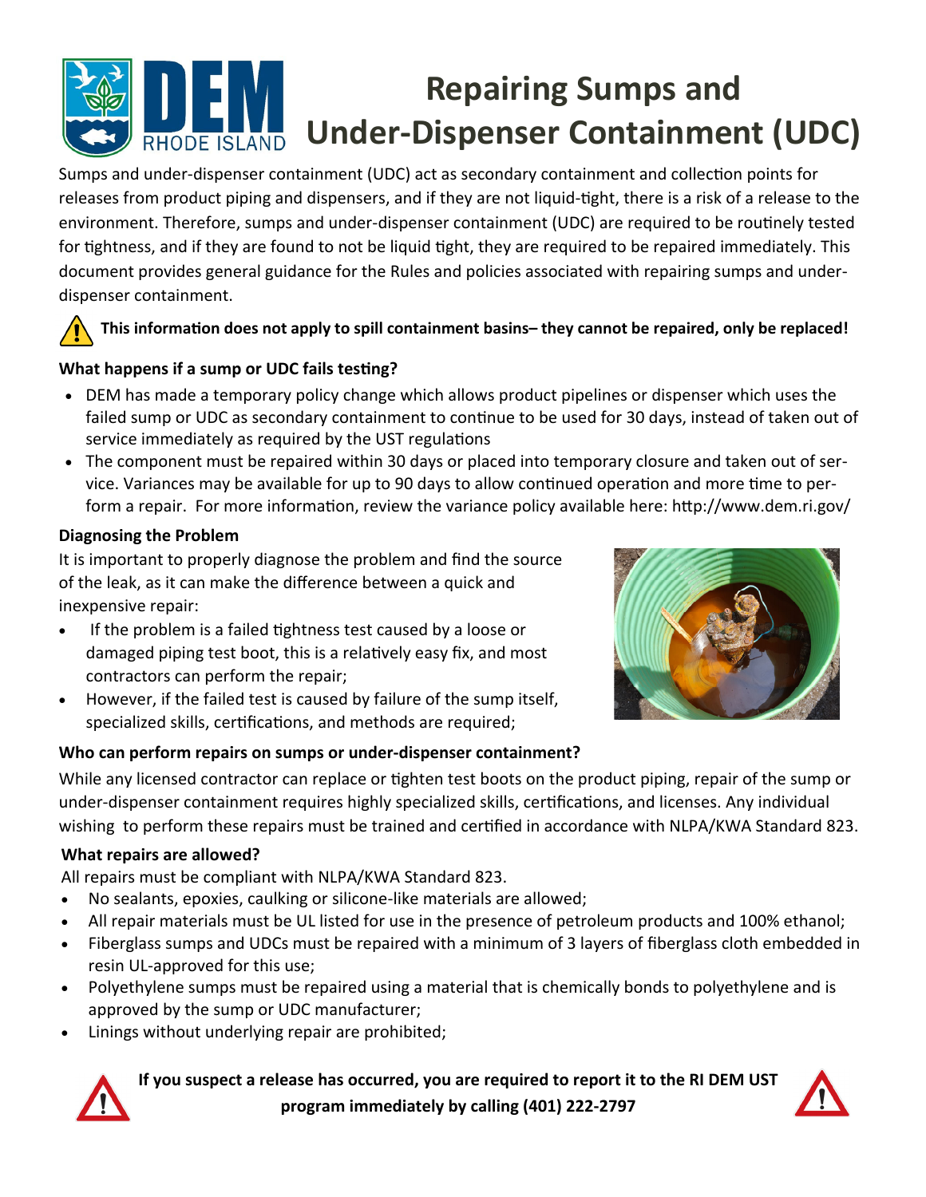# Repairing Sumps and Under-Dispenser Containment (UDC)

Sumps and under-dispenser containment (UDC) act as secondary containment and collection points for releases from product piping and dispensers, and if they are not liquid-tight, there is a risk of a release to the environment. Therefore, sumps and under-dispenser containment (UDC) are required to be routinely tested for tightness, and if they are found to not be liquid tight, they are required to be repaired immediately. This document provides general guidance for the Rules and policies associated with repairing sumps and under-dispenser containment.

**This information does not apply to spill containment basins– they cannot be repaired, only be replaced!**

### What happens if a sump or UDC fails testing?

- DEM has made a temporary policy change which allows product pipelines or dispenser which uses the failed sump or UDC as secondary containment to continue to be used for 30 days, instead of taken out of service immediately as required by the UST regulations
- The component must be repaired within 30 days or placed into temporary closure and taken out of service. Variances may be available for up to 90 days to allow continued operation and more time to perform a repair. For more information, review the variance policy available here: http://www.dem.ri.gov/

### Diagnosing the Problem

It is important to properly diagnose the problem and find the source of the leak, as it can make the difference between a quick and inexpensive repair:

- If the problem is a failed tightness test caused by a loose or damaged piping test boot, this is a relatively easy fix, and most contractors can perform the repair;
- However, if the failed test is caused by failure of the sump itself, specialized skills, certifications, and methods are required;

### Who can perform repairs on sumps or under-dispenser containment?

While any licensed contractor can replace or tighten test boots on the product piping, repair of the sump or under-dispenser containment requires highly specialized skills, certifications, and licenses. Any individual wishing to perform these repairs must be trained and certified in accordance with NLPA/KWA Standard 823.

### What repairs are allowed?

All repairs must be compliant with NLPA/KWA Standard 823.

- No sealants, epoxies, caulking or silicone-like materials are allowed;
- All repair materials must be UL listed for use in the presence of petroleum products and 100% ethanol;
- Fiberglass sumps and UDCs must be repaired with a minimum of 3 layers of fiberglass cloth embedded in resin UL-approved for this use;
- Polyethylene sumps must be repaired using a material that is chemically bonds to polyethylene and is approved by the sump or UDC manufacturer;
- Linings without underlying repair are prohibited;

**If you suspect a release has occurred, you are required to report it to the RI DEM UST program immediately by calling (401) 222-2797**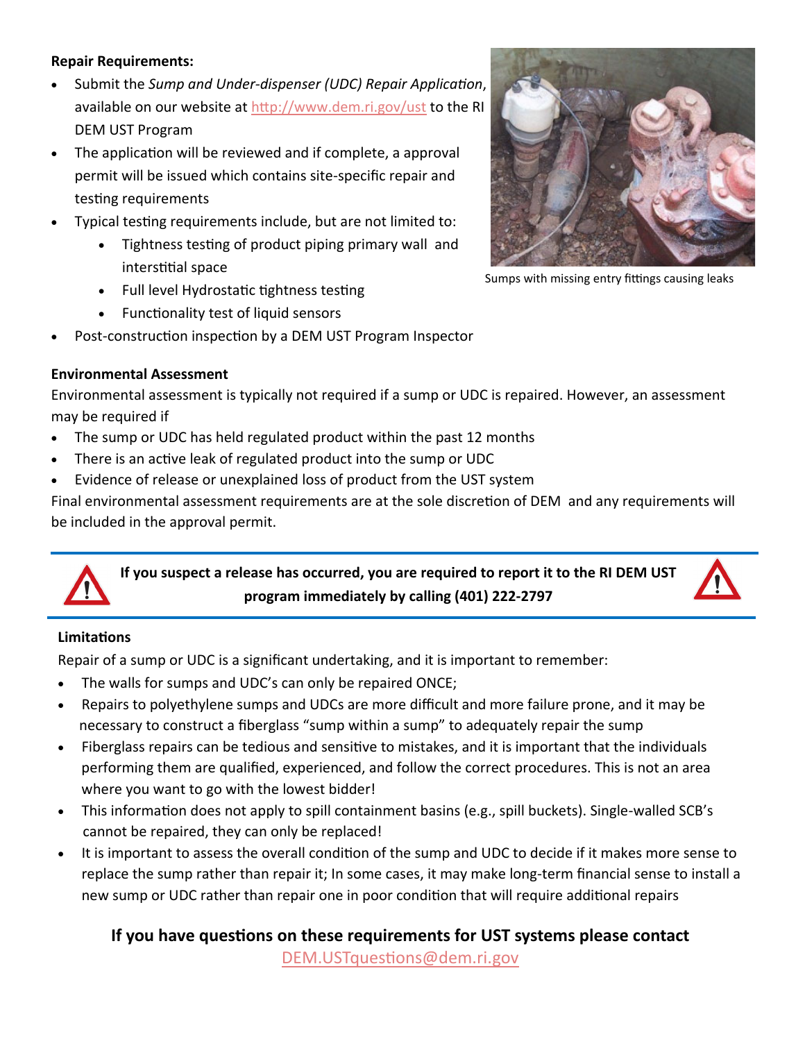**Repair Requirements:**

- Submit the *Sump and Under-dispenser (UDC) Repair Application*, available on our website at http://www.dem.ri.gov/ust to the RI DEM UST Program
- The application will be reviewed and if complete, a approval permit will be issued which contains site-specific repair and testing requirements
- Typical testing requirements include, but are not limited to:
  - Tightness testing of product piping primary wall and interstitial space
  - Full level Hydrostatic tightness testing
  - Functionality test of liquid sensors
- Post-construction inspection by a DEM UST Program Inspector

Sumps with missing entry fittings causing leaks

**Environmental Assessment**

Environmental assessment is typically not required if a sump or UDC is repaired. However, an assessment may be required if

- The sump or UDC has held regulated product within the past 12 months
- There is an active leak of regulated product into the sump or UDC
- Evidence of release or unexplained loss of product from the UST system

Final environmental assessment requirements are at the sole discretion of DEM and any requirements will be included in the approval permit.

**If you suspect a release has occurred, you are required to report it to the RI DEM UST program immediately by calling (401) 222-2797**

**Limitations**

Repair of a sump or UDC is a significant undertaking, and it is important to remember:

- The walls for sumps and UDC's can only be repaired ONCE;
- Repairs to polyethylene sumps and UDCs are more difficult and more failure prone, and it may be necessary to construct a fiberglass "sump within a sump" to adequately repair the sump
- Fiberglass repairs can be tedious and sensitive to mistakes, and it is important that the individuals performing them are qualified, experienced, and follow the correct procedures. This is not an area where you want to go with the lowest bidder!
- This information does not apply to spill containment basins (e.g., spill buckets). Single-walled SCB's cannot be repaired, they can only be replaced!
- It is important to assess the overall condition of the sump and UDC to decide if it makes more sense to replace the sump rather than repair it; In some cases, it may make long-term financial sense to install a new sump or UDC rather than repair one in poor condition that will require additional repairs

**If you have questions on these requirements for UST systems please contact**
DEM.USTquestions@dem.ri.gov